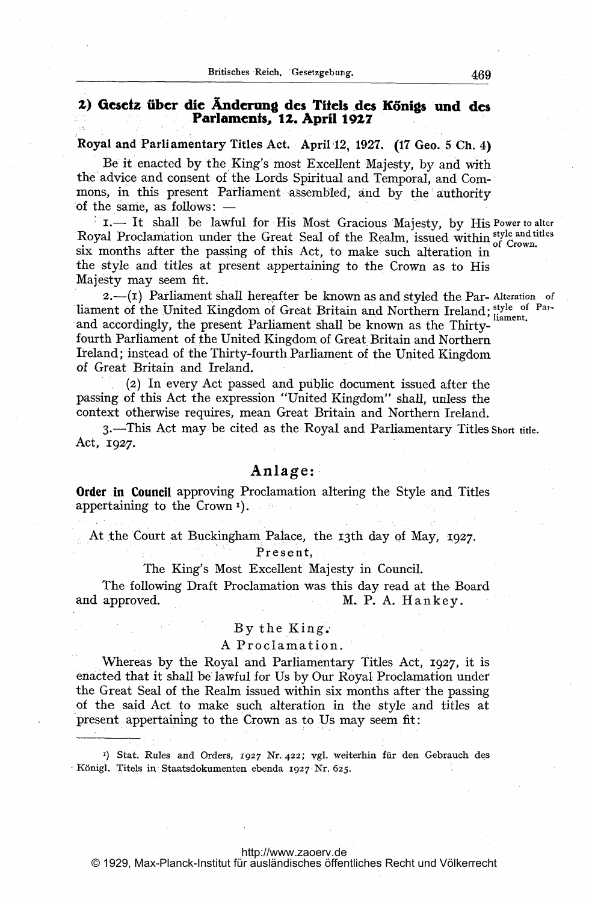## 2) Gesetz über die Änderung des Titels des Königs und des Parlaments, 12. April 1927

**Royal and Parliamentary Titles Act. April 12, 1927. (17 Geo. 5 Ch. 4)**

Be it enacted by the King's most Excellent Majesty, by and with the advice and consent of the Lords Spiritual and Temporal, and Commons, in this present Parliament assembled, and by the authority of the same, as follows: —

*Power to alter style and titles of Crown.*

1.— It shall be lawful for His Most Gracious Majesty, by His Royal Proclamation under the Great Seal of the Realm, issued within six months after the passing of this Act, to make such alteration in the style and titles at present appertaining to the Crown as to His Majesty may seem fit.

*Alteration of style of Parliament.*

2.—(1) Parliament shall hereafter be known as and styled the Parliament of the United Kingdom of Great Britain and Northern Ireland; and accordingly, the present Parliament shall be known as the Thirty-fourth Parliament of the United Kingdom of Great Britain and Northern Ireland; instead of the Thirty-fourth Parliament of the United Kingdom of Great Britain and Ireland.

(2) In every Act passed and public document issued after the passing of this Act the expression "United Kingdom" shall, unless the context otherwise requires, mean Great Britain and Northern Ireland.

*Short title.*

3.—This Act may be cited as the Royal and Parliamentary Titles Act, 1927.

### Anlage:

**Order in Council** approving Proclamation altering the Style and Titles appertaining to the Crown [1]).

At the Court at Buckingham Palace, the 13th day of May, 1927.

Present,

The King's Most Excellent Majesty in Council.

The following Draft Proclamation was this day read at the Board and approved. M. P. A. Hankey.

By the King.

A Proclamation.

Whereas by the Royal and Parliamentary Titles Act, 1927, it is enacted that it shall be lawful for Us by Our Royal Proclamation under the Great Seal of the Realm issued within six months after the passing of the said Act to make such alteration in the style and titles at present appertaining to the Crown as to Us may seem fit:

---

[1]) Stat. Rules and Orders, 1927 Nr. 422; vgl. weiterhin für den Gebrauch des Königl. Titels in Staatsdokumenten ebenda 1927 Nr. 625.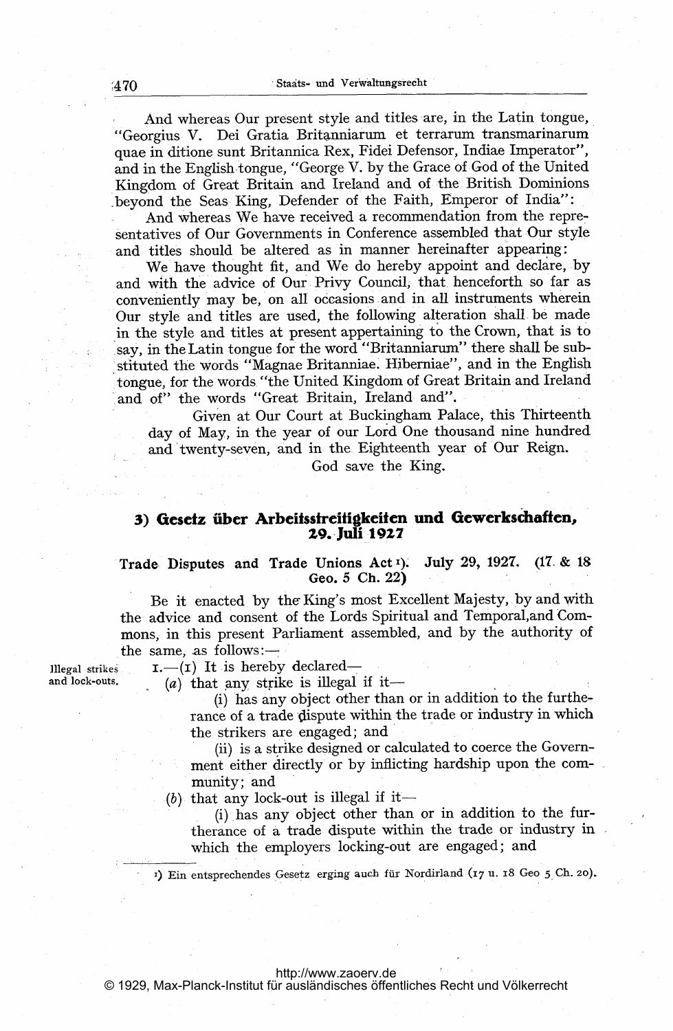And whereas Our present style and titles are, in the Latin tongue, "Georgius V. Dei Gratia Britanniarum et terrarum transmarinarum quae in ditione sunt Britannica Rex, Fidei Defensor, Indiae Imperator", and in the English tongue, "George V. by the Grace of God of the United Kingdom of Great Britain and Ireland and of the British Dominions beyond the Seas King, Defender of the Faith, Emperor of India":

And whereas We have received a recommendation from the representatives of Our Governments in Conference assembled that Our style and titles should be altered as in manner hereinafter appearing:

We have thought fit, and We do hereby appoint and declare, by and with the advice of Our Privy Council, that henceforth so far as conveniently may be, on all occasions and in all instruments wherein Our style and titles are used, the following alteration shall be made in the style and titles at present appertaining to the Crown, that is to say, in the Latin tongue for the word "Britanniarum" there shall be substituted the words "Magnae Britanniae. Hiberniae", and in the English tongue, for the words "the United Kingdom of Great Britain and Ireland and of" the words "Great Britain, Ireland and".

Given at Our Court at Buckingham Palace, this Thirteenth day of May, in the year of our Lord One thousand nine hundred and twenty-seven, and in the Eighteenth year of Our Reign.

God save the King.

### 3) Gesetz über Arbeitsstreitigkeiten und Gewerkschaften, 29. Juli 1927

**Trade Disputes and Trade Unions Act**[1]**. July 29, 1927. (17 & 18 Geo. 5 Ch. 22)**

Be it enacted by the King's most Excellent Majesty, by and with the advice and consent of the Lords Spiritual and Temporal, and Commons, in this present Parliament assembled, and by the authority of the same, as follows:—

Illegal strikes and lock-outs.

1.—(1) It is hereby declared—

(*a*) that any strike is illegal if it—

(i) has any object other than or in addition to the furtherance of a trade dispute within the trade or industry in which the strikers are engaged; and

(ii) is a strike designed or calculated to coerce the Government either directly or by inflicting hardship upon the community; and

(*b*) that any lock-out is illegal if it—

(i) has any object other than or in addition to the furtherance of a trade dispute within the trade or industry in which the employers locking-out are engaged; and

---

[1]) Ein entsprechendes Gesetz erging auch für Nordirland (17 u. 18 Geo 5 Ch. 20).